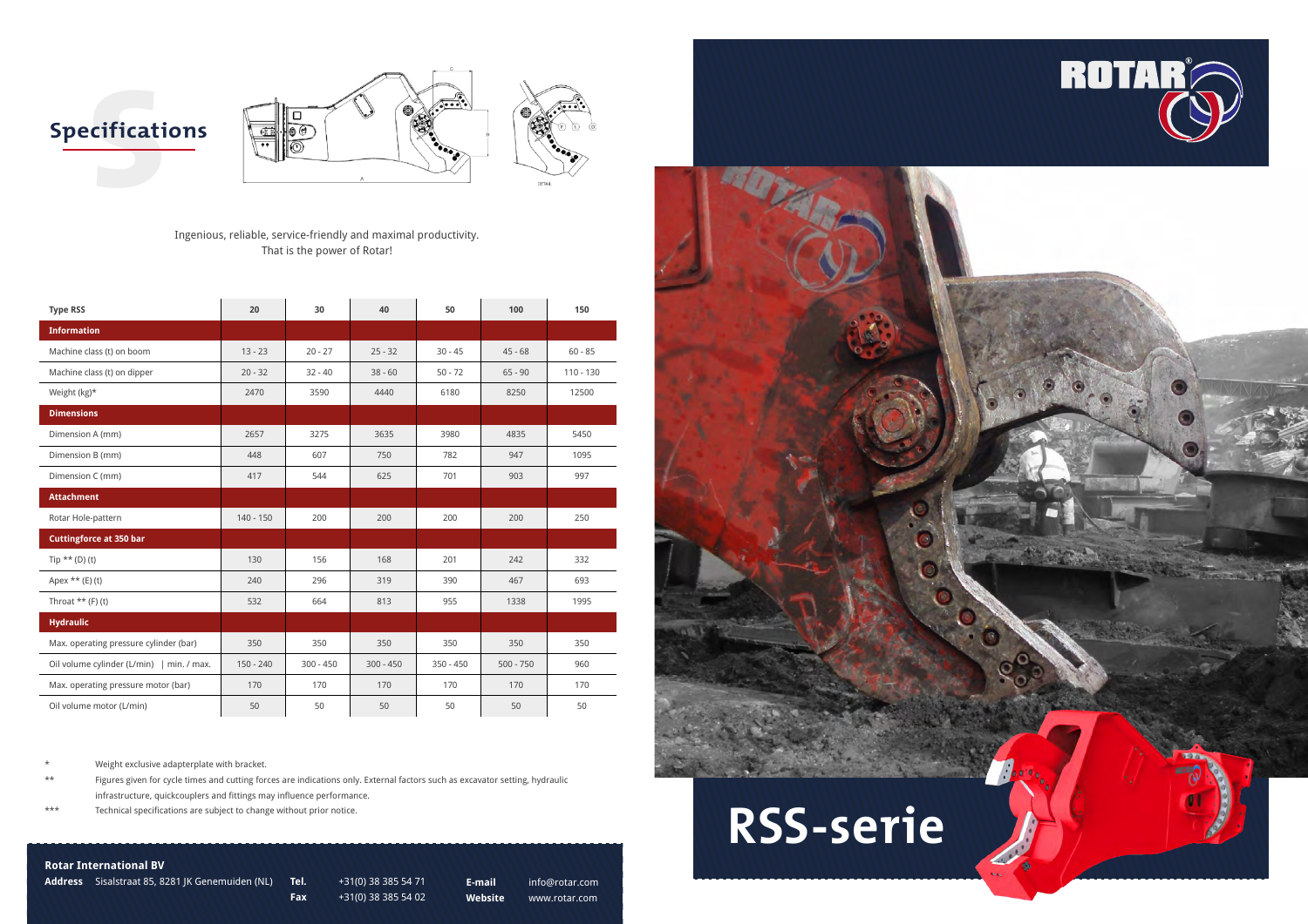## Specifications

Ingenious, reliable, service-friendly and maximal productivity.
That is the power of Rotar!

| Type RSS | 20 | 30 | 40 | 50 | 100 | 150 |
|---|---|---|---|---|---|---|
| **Information** | | | | | | |
| Machine class (t) on boom | 13 - 23 | 20 - 27 | 25 - 32 | 30 - 45 | 45 - 68 | 60 - 85 |
| Machine class (t) on dipper | 20 - 32 | 32 - 40 | 38 - 60 | 50 - 72 | 65 - 90 | 110 - 130 |
| Weight (kg)* | 2470 | 3590 | 4440 | 6180 | 8250 | 12500 |
| **Dimensions** | | | | | | |
| Dimension A (mm) | 2657 | 3275 | 3635 | 3980 | 4835 | 5450 |
| Dimension B (mm) | 448 | 607 | 750 | 782 | 947 | 1095 |
| Dimension C (mm) | 417 | 544 | 625 | 701 | 903 | 997 |
| **Attachment** | | | | | | |
| Rotar Hole-pattern | 140 - 150 | 200 | 200 | 200 | 200 | 250 |
| **Cuttingforce at 350 bar** | | | | | | |
| Tip ** (D) (t) | 130 | 156 | 168 | 201 | 242 | 332 |
| Apex ** (E) (t) | 240 | 296 | 319 | 390 | 467 | 693 |
| Throat ** (F) (t) | 532 | 664 | 813 | 955 | 1338 | 1995 |
| **Hydraulic** | | | | | | |
| Max. operating pressure cylinder (bar) | 350 | 350 | 350 | 350 | 350 | 350 |
| Oil volume cylinder (L/min) \| min. / max. | 150 - 240 | 300 - 450 | 300 - 450 | 350 - 450 | 500 - 750 | 960 |
| Max. operating pressure motor (bar) | 170 | 170 | 170 | 170 | 170 | 170 |
| Oil volume motor (L/min) | 50 | 50 | 50 | 50 | 50 | 50 |

\* Weight exclusive adapterplate with bracket.

\** Figures given for cycle times and cutting forces are indications only. External factors such as excavator setting, hydraulic infrastructure, quickcouplers and fittings may influence performance.

\*** Technical specifications are subject to change without prior notice.

**Rotar International BV**

**Address** Sisalstraat 85, 8281 JK Genemuiden (NL)

**Tel.** +31(0) 38 385 54 71
**Fax** +31(0) 38 385 54 02

**E-mail** info@rotar.com
**Website** www.rotar.com

ROTAR®

# RSS-serie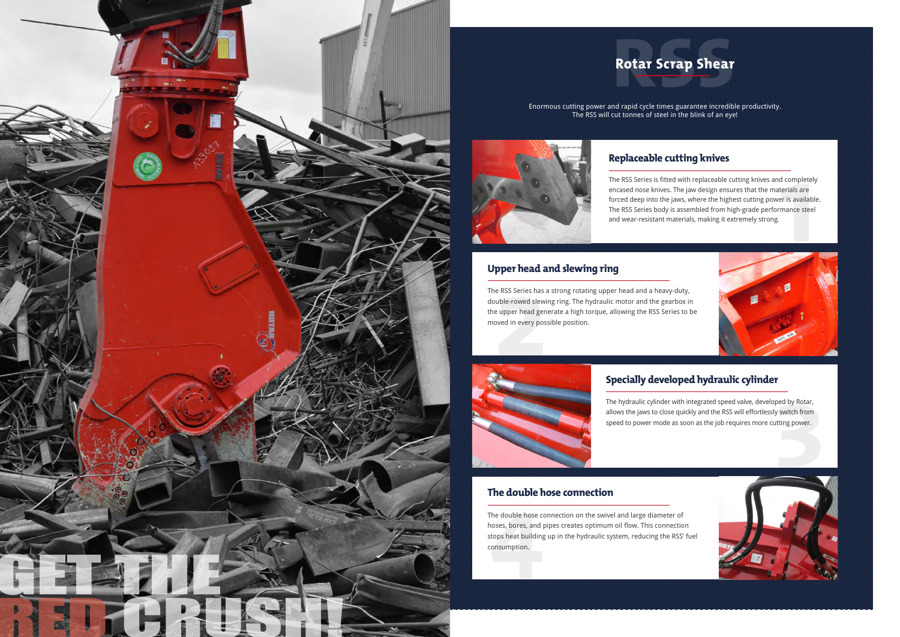# Rotar Scrap Shear

Enormous cutting power and rapid cycle times guarantee incredible productivity.
The RSS will cut tonnes of steel in the blink of an eye!

## Replaceable cutting knives

The RSS Series is fitted with replaceable cutting knives and completely encased nose knives. The jaw design ensures that the materials are forced deep into the jaws, where the highest cutting power is available. The RSS Series body is assembled from high-grade performance steel and wear-resistant materials, making it extremely strong.

## Upper head and slewing ring

The RSS Series has a strong rotating upper head and a heavy-duty, double-rowed slewing ring. The hydraulic motor and the gearbox in the upper head generate a high torque, allowing the RSS Series to be moved in every possible position.

## Specially developed hydraulic cylinder

The hydraulic cylinder with integrated speed valve, developed by Rotar, allows the jaws to close quickly and the RSS will effortlessly switch from speed to power mode as soon as the job requires more cutting power.

## The double hose connection

The double hose connection on the swivel and large diameter of hoses, bores, and pipes creates optimum oil flow. This connection stops heat building up in the hydraulic system, reducing the RSS' fuel consumption.

GET THE RED CRUSH!